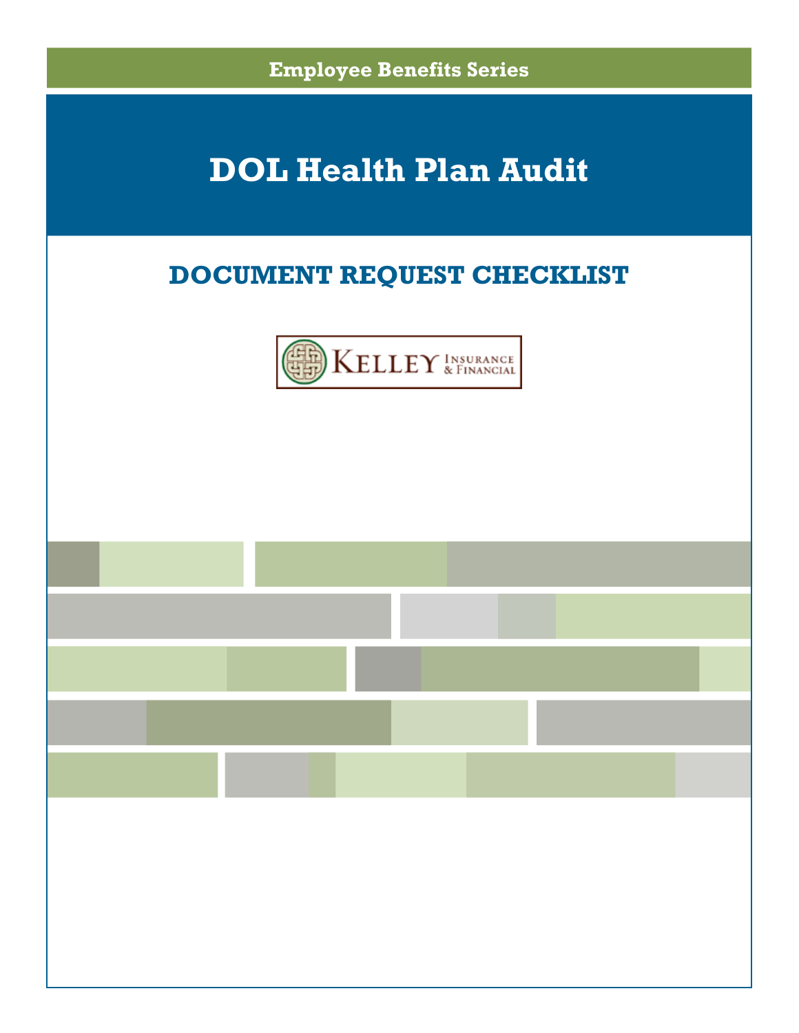Employee Benefits Series

# DOL Health Plan Audit

## DOCUMENT REQUEST CHECKLIST

KELLEY INSURANCE & FINANCIAL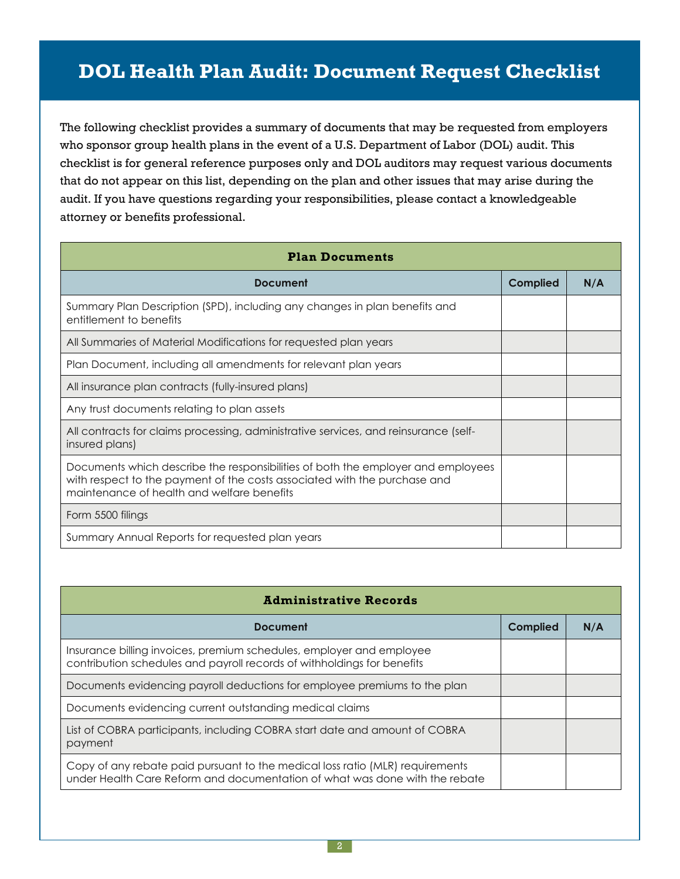# DOL Health Plan Audit: Document Request Checklist

The following checklist provides a summary of documents that may be requested from employers who sponsor group health plans in the event of a U.S. Department of Labor (DOL) audit. This checklist is for general reference purposes only and DOL auditors may request various documents that do not appear on this list, depending on the plan and other issues that may arise during the audit. If you have questions regarding your responsibilities, please contact a knowledgeable attorney or benefits professional.

| Plan Documents | | |
|---|---|---|
| **Document** | **Complied** | **N/A** |
| Summary Plan Description (SPD), including any changes in plan benefits and entitlement to benefits | | |
| All Summaries of Material Modifications for requested plan years | | |
| Plan Document, including all amendments for relevant plan years | | |
| All insurance plan contracts (fully-insured plans) | | |
| Any trust documents relating to plan assets | | |
| All contracts for claims processing, administrative services, and reinsurance (self-insured plans) | | |
| Documents which describe the responsibilities of both the employer and employees with respect to the payment of the costs associated with the purchase and maintenance of health and welfare benefits | | |
| Form 5500 filings | | |
| Summary Annual Reports for requested plan years | | |

| Administrative Records | | |
|---|---|---|
| **Document** | **Complied** | **N/A** |
| Insurance billing invoices, premium schedules, employer and employee contribution schedules and payroll records of withholdings for benefits | | |
| Documents evidencing payroll deductions for employee premiums to the plan | | |
| Documents evidencing current outstanding medical claims | | |
| List of COBRA participants, including COBRA start date and amount of COBRA payment | | |
| Copy of any rebate paid pursuant to the medical loss ratio (MLR) requirements under Health Care Reform and documentation of what was done with the rebate | | |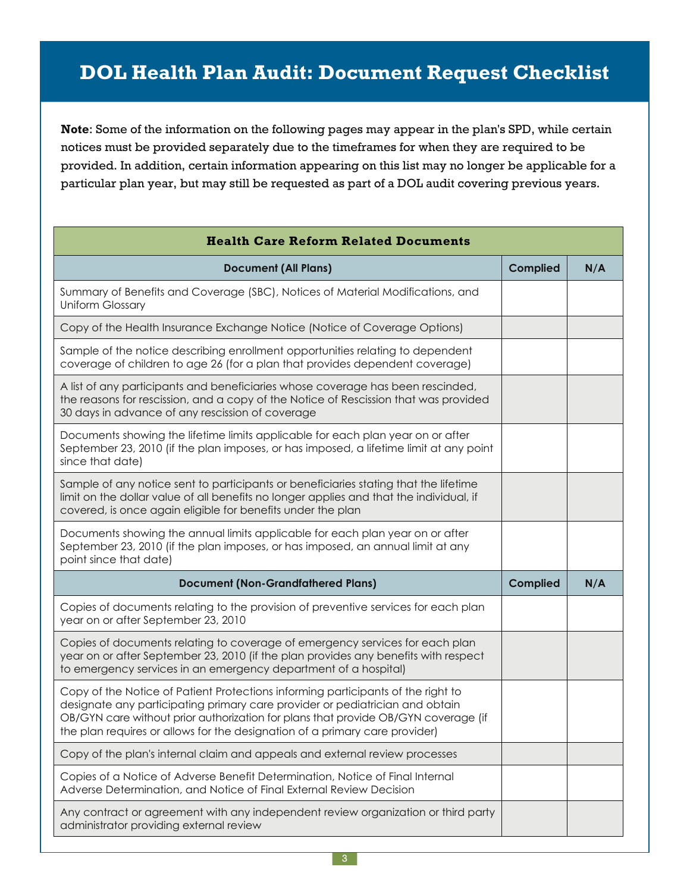# DOL Health Plan Audit: Document Request Checklist

**Note**: Some of the information on the following pages may appear in the plan's SPD, while certain notices must be provided separately due to the timeframes for when they are required to be provided. In addition, certain information appearing on this list may no longer be applicable for a particular plan year, but may still be requested as part of a DOL audit covering previous years.

| Health Care Reform Related Documents | | |
|---|---|---|
| **Document (All Plans)** | **Complied** | **N/A** |
| Summary of Benefits and Coverage (SBC), Notices of Material Modifications, and Uniform Glossary | | |
| Copy of the Health Insurance Exchange Notice (Notice of Coverage Options) | | |
| Sample of the notice describing enrollment opportunities relating to dependent coverage of children to age 26 (for a plan that provides dependent coverage) | | |
| A list of any participants and beneficiaries whose coverage has been rescinded, the reasons for rescission, and a copy of the Notice of Rescission that was provided 30 days in advance of any rescission of coverage | | |
| Documents showing the lifetime limits applicable for each plan year on or after September 23, 2010 (if the plan imposes, or has imposed, a lifetime limit at any point since that date) | | |
| Sample of any notice sent to participants or beneficiaries stating that the lifetime limit on the dollar value of all benefits no longer applies and that the individual, if covered, is once again eligible for benefits under the plan | | |
| Documents showing the annual limits applicable for each plan year on or after September 23, 2010 (if the plan imposes, or has imposed, an annual limit at any point since that date) | | |
| **Document (Non-Grandfathered Plans)** | **Complied** | **N/A** |
| Copies of documents relating to the provision of preventive services for each plan year on or after September 23, 2010 | | |
| Copies of documents relating to coverage of emergency services for each plan year on or after September 23, 2010 (if the plan provides any benefits with respect to emergency services in an emergency department of a hospital) | | |
| Copy of the Notice of Patient Protections informing participants of the right to designate any participating primary care provider or pediatrician and obtain OB/GYN care without prior authorization for plans that provide OB/GYN coverage (if the plan requires or allows for the designation of a primary care provider) | | |
| Copy of the plan's internal claim and appeals and external review processes | | |
| Copies of a Notice of Adverse Benefit Determination, Notice of Final Internal Adverse Determination, and Notice of Final External Review Decision | | |
| Any contract or agreement with any independent review organization or third party administrator providing external review | | |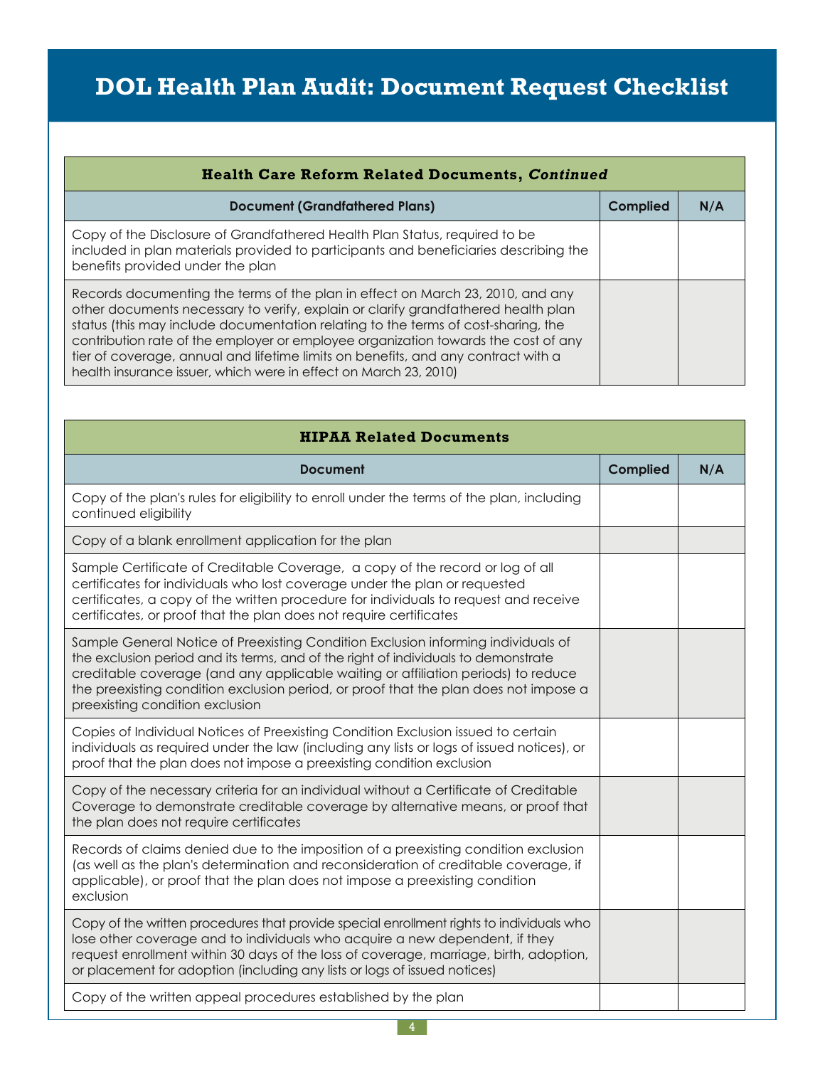# DOL Health Plan Audit: Document Request Checklist

| **Health Care Reform Related Documents, *Continued*** | | |
|---|---|---|
| **Document (Grandfathered Plans)** | **Complied** | **N/A** |
| Copy of the Disclosure of Grandfathered Health Plan Status, required to be included in plan materials provided to participants and beneficiaries describing the benefits provided under the plan | | |
| Records documenting the terms of the plan in effect on March 23, 2010, and any other documents necessary to verify, explain or clarify grandfathered health plan status (this may include documentation relating to the terms of cost-sharing, the contribution rate of the employer or employee organization towards the cost of any tier of coverage, annual and lifetime limits on benefits, and any contract with a health insurance issuer, which were in effect on March 23, 2010) | | |

| **HIPAA Related Documents** | | |
|---|---|---|
| **Document** | **Complied** | **N/A** |
| Copy of the plan's rules for eligibility to enroll under the terms of the plan, including continued eligibility | | |
| Copy of a blank enrollment application for the plan | | |
| Sample Certificate of Creditable Coverage, a copy of the record or log of all certificates for individuals who lost coverage under the plan or requested certificates, a copy of the written procedure for individuals to request and receive certificates, or proof that the plan does not require certificates | | |
| Sample General Notice of Preexisting Condition Exclusion informing individuals of the exclusion period and its terms, and of the right of individuals to demonstrate creditable coverage (and any applicable waiting or affiliation periods) to reduce the preexisting condition exclusion period, or proof that the plan does not impose a preexisting condition exclusion | | |
| Copies of Individual Notices of Preexisting Condition Exclusion issued to certain individuals as required under the law (including any lists or logs of issued notices), or proof that the plan does not impose a preexisting condition exclusion | | |
| Copy of the necessary criteria for an individual without a Certificate of Creditable Coverage to demonstrate creditable coverage by alternative means, or proof that the plan does not require certificates | | |
| Records of claims denied due to the imposition of a preexisting condition exclusion (as well as the plan's determination and reconsideration of creditable coverage, if applicable), or proof that the plan does not impose a preexisting condition exclusion | | |
| Copy of the written procedures that provide special enrollment rights to individuals who lose other coverage and to individuals who acquire a new dependent, if they request enrollment within 30 days of the loss of coverage, marriage, birth, adoption, or placement for adoption (including any lists or logs of issued notices) | | |
| Copy of the written appeal procedures established by the plan | | |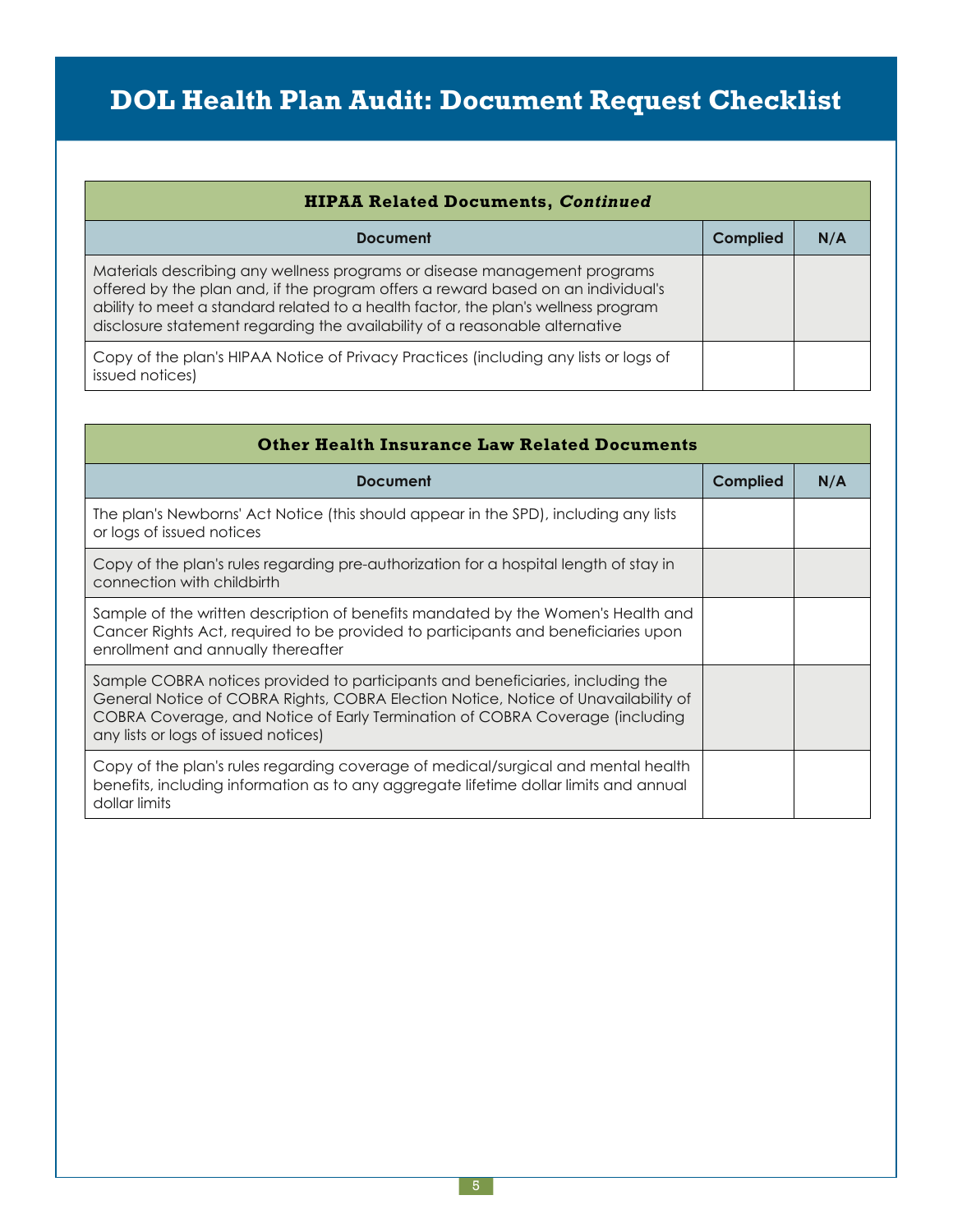# DOL Health Plan Audit: Document Request Checklist

| **HIPAA Related Documents, *Continued*** | | |
|---|---|---|
| **Document** | **Complied** | **N/A** |
| Materials describing any wellness programs or disease management programs offered by the plan and, if the program offers a reward based on an individual's ability to meet a standard related to a health factor, the plan's wellness program disclosure statement regarding the availability of a reasonable alternative | | |
| Copy of the plan's HIPAA Notice of Privacy Practices (including any lists or logs of issued notices) | | |

| **Other Health Insurance Law Related Documents** | | |
|---|---|---|
| **Document** | **Complied** | **N/A** |
| The plan's Newborns' Act Notice (this should appear in the SPD), including any lists or logs of issued notices | | |
| Copy of the plan's rules regarding pre-authorization for a hospital length of stay in connection with childbirth | | |
| Sample of the written description of benefits mandated by the Women's Health and Cancer Rights Act, required to be provided to participants and beneficiaries upon enrollment and annually thereafter | | |
| Sample COBRA notices provided to participants and beneficiaries, including the General Notice of COBRA Rights, COBRA Election Notice, Notice of Unavailability of COBRA Coverage, and Notice of Early Termination of COBRA Coverage (including any lists or logs of issued notices) | | |
| Copy of the plan's rules regarding coverage of medical/surgical and mental health benefits, including information as to any aggregate lifetime dollar limits and annual dollar limits | | |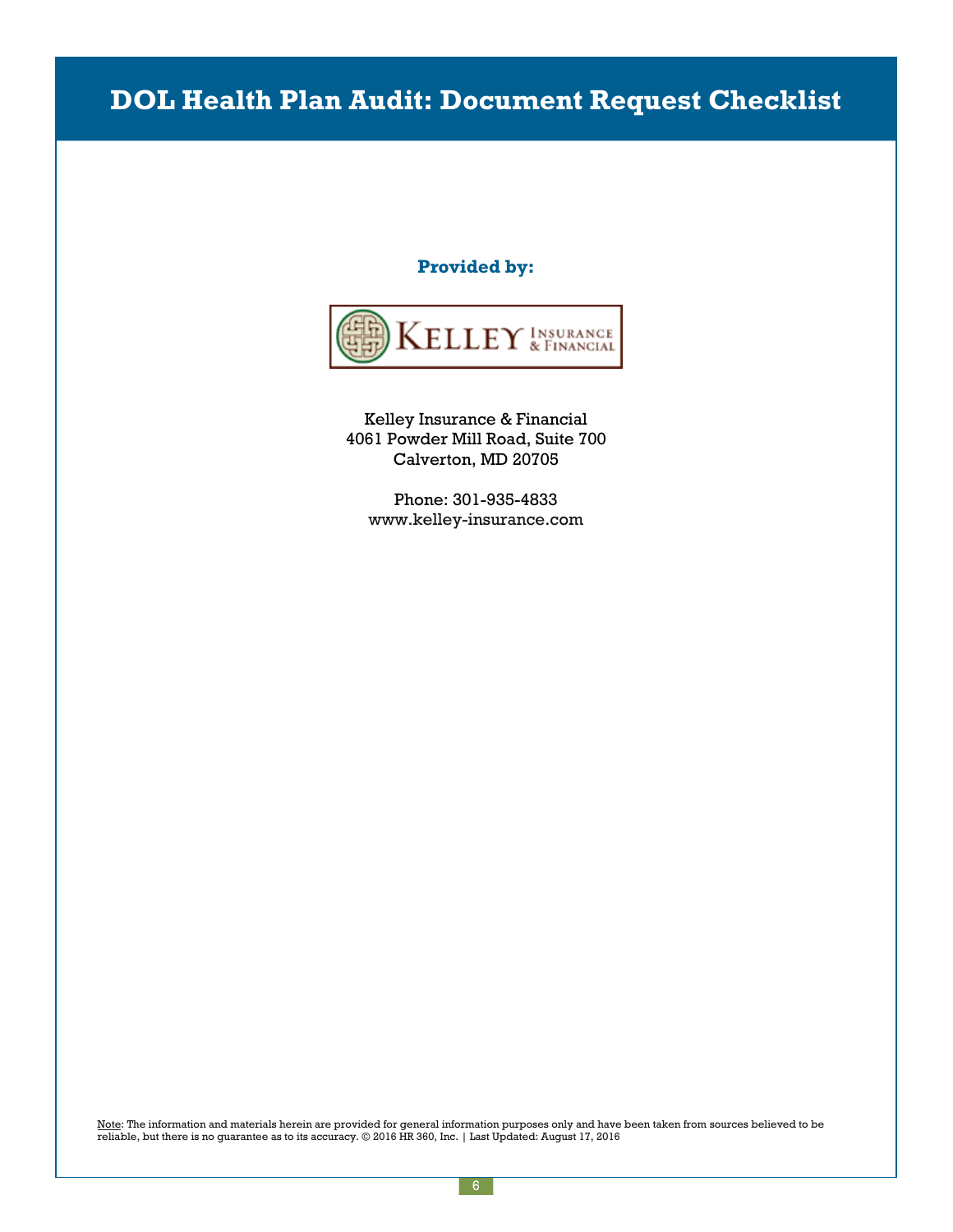# DOL Health Plan Audit: Document Request Checklist

**Provided by:**

Kelley Insurance & Financial
4061 Powder Mill Road, Suite 700
Calverton, MD 20705

Phone: 301-935-4833
www.kelley-insurance.com

Note: The information and materials herein are provided for general information purposes only and have been taken from sources believed to be reliable, but there is no guarantee as to its accuracy. © 2016 HR 360, Inc. | Last Updated: August 17, 2016